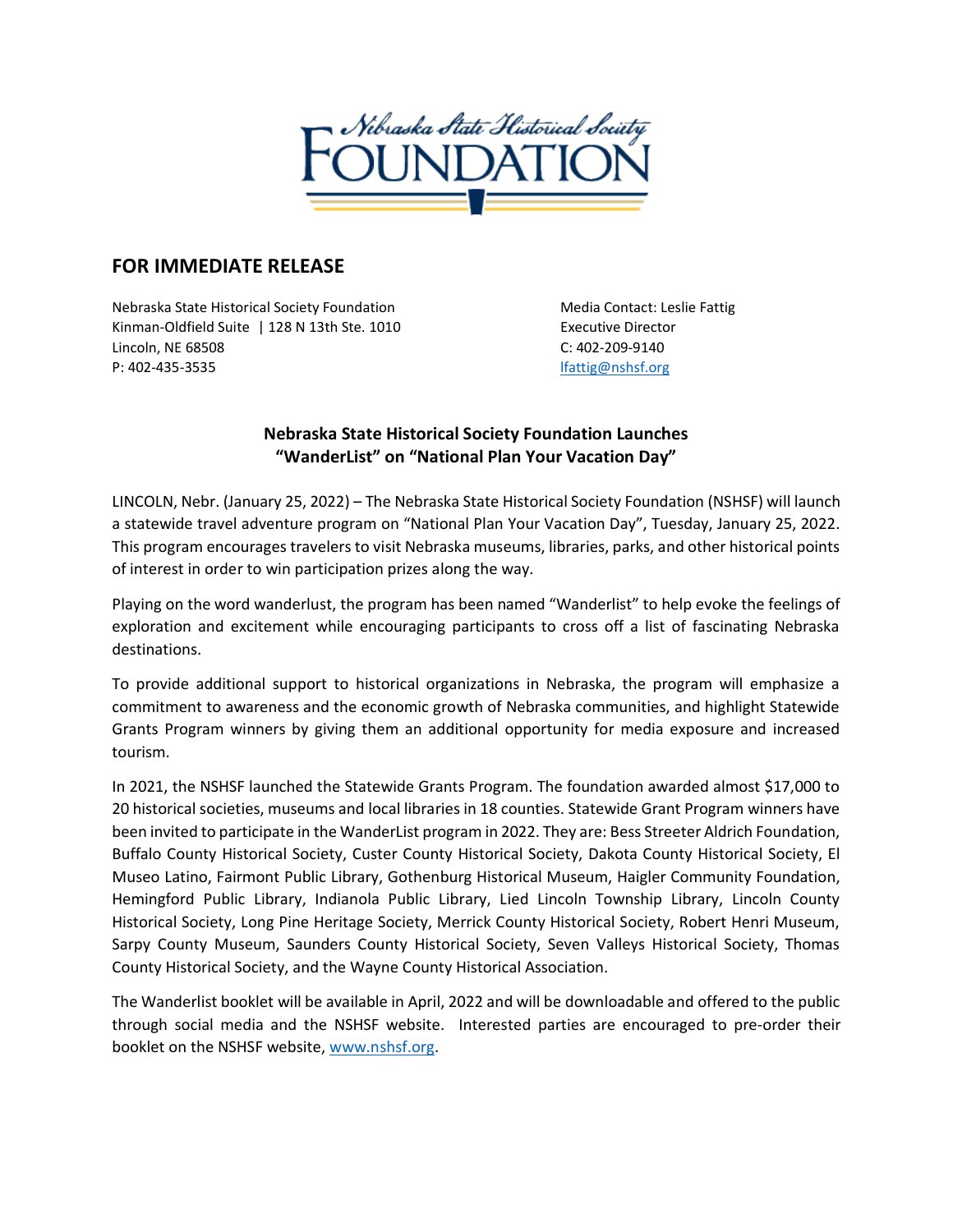Nebraska State Historical Society
# FOUNDATION

## FOR IMMEDIATE RELEASE

Nebraska State Historical Society Foundation
Kinman-Oldfield Suite | 128 N 13th Ste. 1010
Lincoln, NE 68508
P: 402-435-3535

Media Contact: Leslie Fattig
Executive Director
C: 402-209-9140
lfattig@nshsf.org

### Nebraska State Historical Society Foundation Launches "WanderList" on "National Plan Your Vacation Day"

LINCOLN, Nebr. (January 25, 2022) – The Nebraska State Historical Society Foundation (NSHSF) will launch a statewide travel adventure program on "National Plan Your Vacation Day", Tuesday, January 25, 2022. This program encourages travelers to visit Nebraska museums, libraries, parks, and other historical points of interest in order to win participation prizes along the way.

Playing on the word wanderlust, the program has been named "Wanderlist" to help evoke the feelings of exploration and excitement while encouraging participants to cross off a list of fascinating Nebraska destinations.

To provide additional support to historical organizations in Nebraska, the program will emphasize a commitment to awareness and the economic growth of Nebraska communities, and highlight Statewide Grants Program winners by giving them an additional opportunity for media exposure and increased tourism.

In 2021, the NSHSF launched the Statewide Grants Program. The foundation awarded almost $17,000 to 20 historical societies, museums and local libraries in 18 counties. Statewide Grant Program winners have been invited to participate in the WanderList program in 2022. They are: Bess Streeter Aldrich Foundation, Buffalo County Historical Society, Custer County Historical Society, Dakota County Historical Society, El Museo Latino, Fairmont Public Library, Gothenburg Historical Museum, Haigler Community Foundation, Hemingford Public Library, Indianola Public Library, Lied Lincoln Township Library, Lincoln County Historical Society, Long Pine Heritage Society, Merrick County Historical Society, Robert Henri Museum, Sarpy County Museum, Saunders County Historical Society, Seven Valleys Historical Society, Thomas County Historical Society, and the Wayne County Historical Association.

The Wanderlist booklet will be available in April, 2022 and will be downloadable and offered to the public through social media and the NSHSF website. Interested parties are encouraged to pre-order their booklet on the NSHSF website, www.nshsf.org.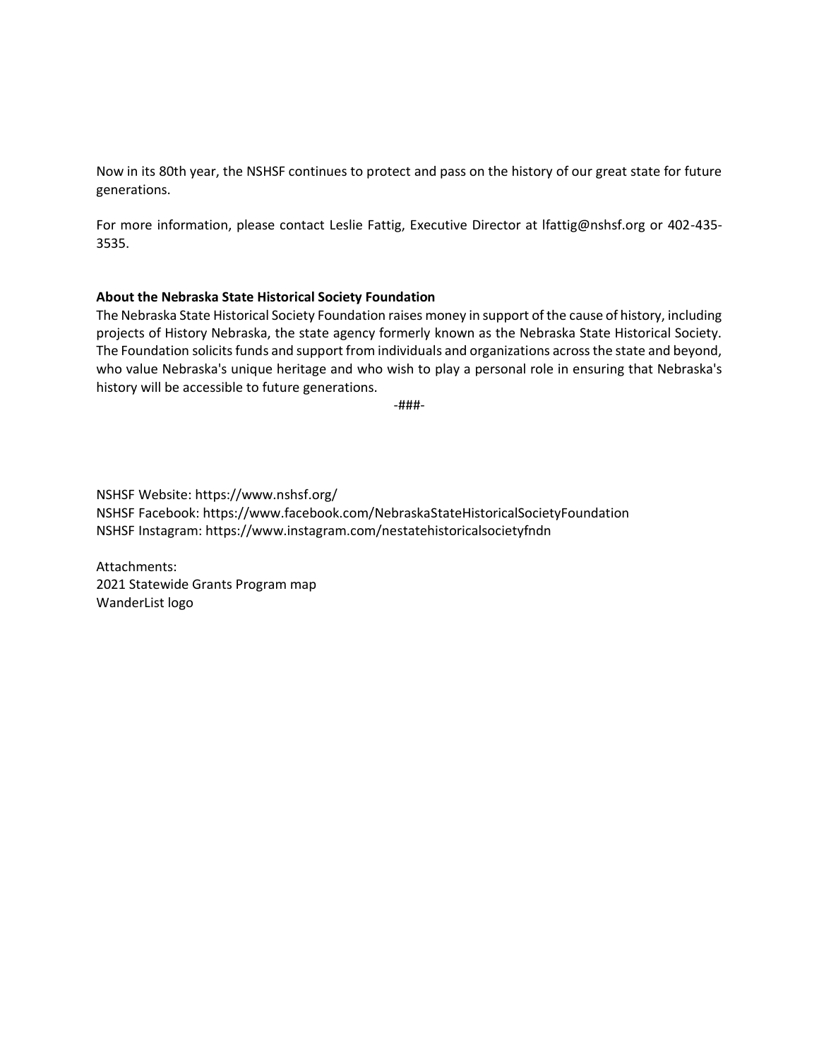Now in its 80th year, the NSHSF continues to protect and pass on the history of our great state for future generations.

For more information, please contact Leslie Fattig, Executive Director at lfattig@nshsf.org or 402-435-3535.

**About the Nebraska State Historical Society Foundation**

The Nebraska State Historical Society Foundation raises money in support of the cause of history, including projects of History Nebraska, the state agency formerly known as the Nebraska State Historical Society. The Foundation solicits funds and support from individuals and organizations across the state and beyond, who value Nebraska's unique heritage and who wish to play a personal role in ensuring that Nebraska's history will be accessible to future generations.

-###-

NSHSF Website: https://www.nshsf.org/
NSHSF Facebook: https://www.facebook.com/NebraskaStateHistoricalSocietyFoundation
NSHSF Instagram: https://www.instagram.com/nestatehistoricalsocietyfndn

Attachments:
2021 Statewide Grants Program map
WanderList logo